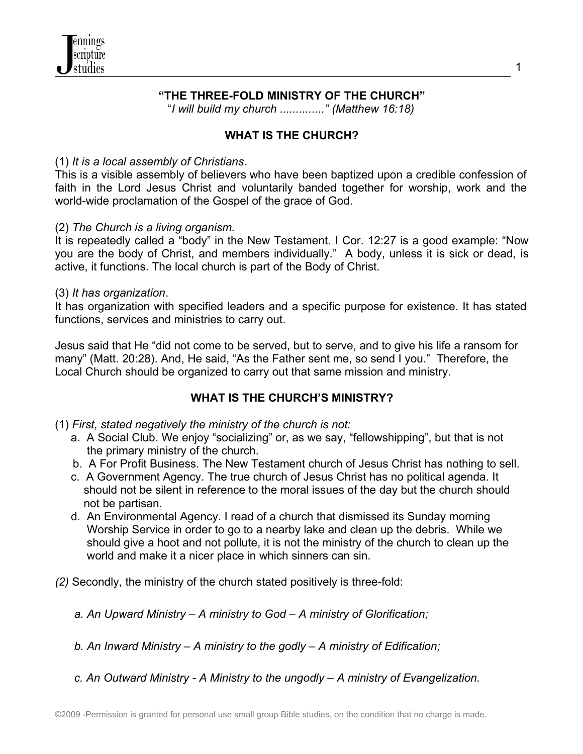# "THE THREE-FOLD MINISTRY OF THE CHURCH"

*"I will build my church ............." (Matthew 16:18)*

## WHAT IS THE CHURCH?

(1) *It is a local assembly of Christians*.
This is a visible assembly of believers who have been baptized upon a credible confession of faith in the Lord Jesus Christ and voluntarily banded together for worship, work and the world-wide proclamation of the Gospel of the grace of God.

(2) *The Church is a living organism.*
It is repeatedly called a "body" in the New Testament. I Cor. 12:27 is a good example: "Now you are the body of Christ, and members individually." A body, unless it is sick or dead, is active, it functions. The local church is part of the Body of Christ.

(3) *It has organization*.
It has organization with specified leaders and a specific purpose for existence. It has stated functions, services and ministries to carry out.

Jesus said that He "did not come to be served, but to serve, and to give his life a ransom for many" (Matt. 20:28). And, He said, "As the Father sent me, so send I you." Therefore, the Local Church should be organized to carry out that same mission and ministry.

## WHAT IS THE CHURCH'S MINISTRY?

(1) *First, stated negatively the ministry of the church is not:*

a. A Social Club. We enjoy "socializing" or, as we say, "fellowshipping", but that is not the primary ministry of the church.
b. A For Profit Business. The New Testament church of Jesus Christ has nothing to sell.
c. A Government Agency. The true church of Jesus Christ has no political agenda. It should not be silent in reference to the moral issues of the day but the church should not be partisan.
d. An Environmental Agency. I read of a church that dismissed its Sunday morning Worship Service in order to go to a nearby lake and clean up the debris. While we should give a hoot and not pollute, it is not the ministry of the church to clean up the world and make it a nicer place in which sinners can sin.

*(2)* Secondly, the ministry of the church stated positively is three-fold:

*a. An Upward Ministry – A ministry to God – A ministry of Glorification;*

*b. An Inward Ministry – A ministry to the godly – A ministry of Edification;*

*c. An Outward Ministry - A Ministry to the ungodly – A ministry of Evangelization.*

©2009 -Permission is granted for personal use small group Bible studies, on the condition that no charge is made.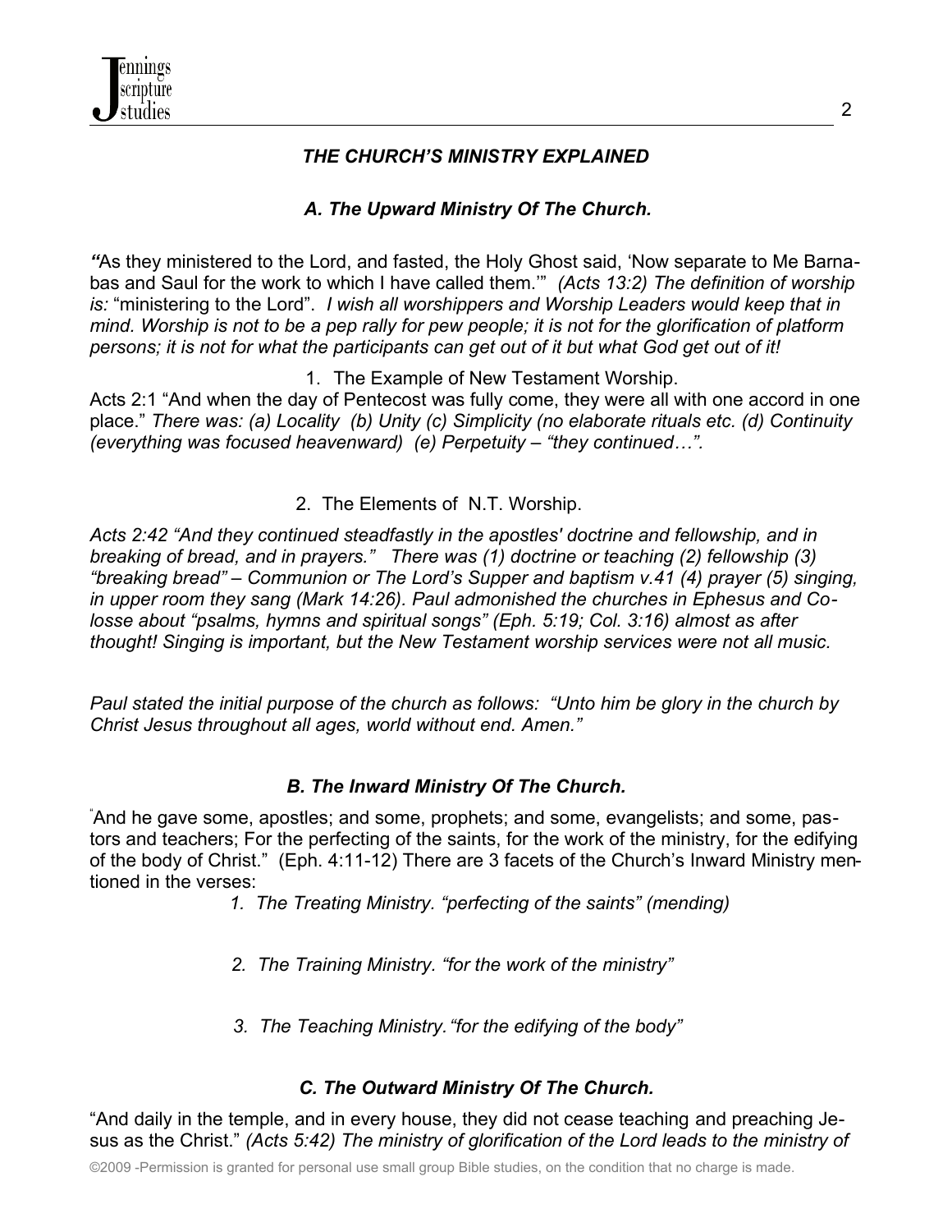## *THE CHURCH'S MINISTRY EXPLAINED*

### *A. The Upward Ministry Of The Church.*

*"*As they ministered to the Lord, and fasted, the Holy Ghost said, 'Now separate to Me Barnabas and Saul for the work to which I have called them.'" *(Acts 13:2) The definition of worship is:* "ministering to the Lord". *I wish all worshippers and Worship Leaders would keep that in mind. Worship is not to be a pep rally for pew people; it is not for the glorification of platform persons; it is not for what the participants can get out of it but what God get out of it!*

1. The Example of New Testament Worship.

Acts 2:1 "And when the day of Pentecost was fully come, they were all with one accord in one place." *There was: (a) Locality (b) Unity (c) Simplicity (no elaborate rituals etc. (d) Continuity (everything was focused heavenward) (e) Perpetuity – "they continued…".*

2. The Elements of N.T. Worship.

*Acts 2:42 "And they continued steadfastly in the apostles' doctrine and fellowship, and in breaking of bread, and in prayers." There was (1) doctrine or teaching (2) fellowship (3) "breaking bread" – Communion or The Lord's Supper and baptism v.41 (4) prayer (5) singing, in upper room they sang (Mark 14:26). Paul admonished the churches in Ephesus and Colosse about "psalms, hymns and spiritual songs" (Eph. 5:19; Col. 3:16) almost as after thought! Singing is important, but the New Testament worship services were not all music.*

*Paul stated the initial purpose of the church as follows: "Unto him be glory in the church by Christ Jesus throughout all ages, world without end. Amen."*

### *B. The Inward Ministry Of The Church.*

"And he gave some, apostles; and some, prophets; and some, evangelists; and some, pastors and teachers; For the perfecting of the saints, for the work of the ministry, for the edifying of the body of Christ." (Eph. 4:11-12) There are 3 facets of the Church's Inward Ministry mentioned in the verses:

1. *The Treating Ministry. "perfecting of the saints" (mending)*
2. *The Training Ministry. "for the work of the ministry"*
3. *The Teaching Ministry. "for the edifying of the body"*

### *C. The Outward Ministry Of The Church.*

"And daily in the temple, and in every house, they did not cease teaching and preaching Jesus as the Christ." *(Acts 5:42) The ministry of glorification of the Lord leads to the ministry of*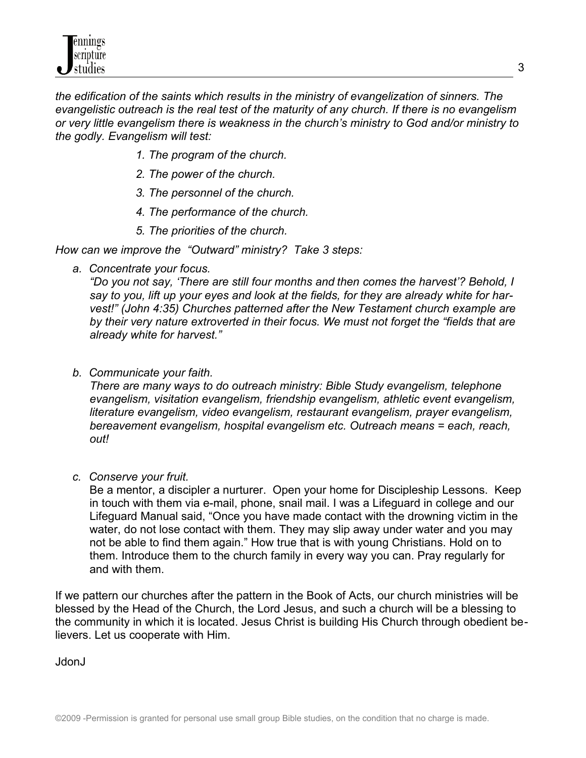*the edification of the saints which results in the ministry of evangelization of sinners. The evangelistic outreach is the real test of the maturity of any church. If there is no evangelism or very little evangelism there is weakness in the church's ministry to God and/or ministry to the godly. Evangelism will test:*

1. *The program of the church.*
2. *The power of the church.*
3. *The personnel of the church.*
4. *The performance of the church.*
5. *The priorities of the church.*

*How can we improve the "Outward" ministry? Take 3 steps:*

a. *Concentrate your focus.*
   *"Do you not say, 'There are still four months and then comes the harvest'? Behold, I say to you, lift up your eyes and look at the fields, for they are already white for harvest!" (John 4:35) Churches patterned after the New Testament church example are by their very nature extroverted in their focus. We must not forget the "fields that are already white for harvest."*

b. *Communicate your faith.*
   *There are many ways to do outreach ministry: Bible Study evangelism, telephone evangelism, visitation evangelism, friendship evangelism, athletic event evangelism, literature evangelism, video evangelism, restaurant evangelism, prayer evangelism, bereavement evangelism, hospital evangelism etc. Outreach means = each, reach, out!*

c. *Conserve your fruit.*
   Be a mentor, a discipler a nurturer. Open your home for Discipleship Lessons. Keep in touch with them via e-mail, phone, snail mail. I was a Lifeguard in college and our Lifeguard Manual said, "Once you have made contact with the drowning victim in the water, do not lose contact with them. They may slip away under water and you may not be able to find them again." How true that is with young Christians. Hold on to them. Introduce them to the church family in every way you can. Pray regularly for and with them.

If we pattern our churches after the pattern in the Book of Acts, our church ministries will be blessed by the Head of the Church, the Lord Jesus, and such a church will be a blessing to the community in which it is located. Jesus Christ is building His Church through obedient believers. Let us cooperate with Him.

JdonJ

©2009 -Permission is granted for personal use small group Bible studies, on the condition that no charge is made.